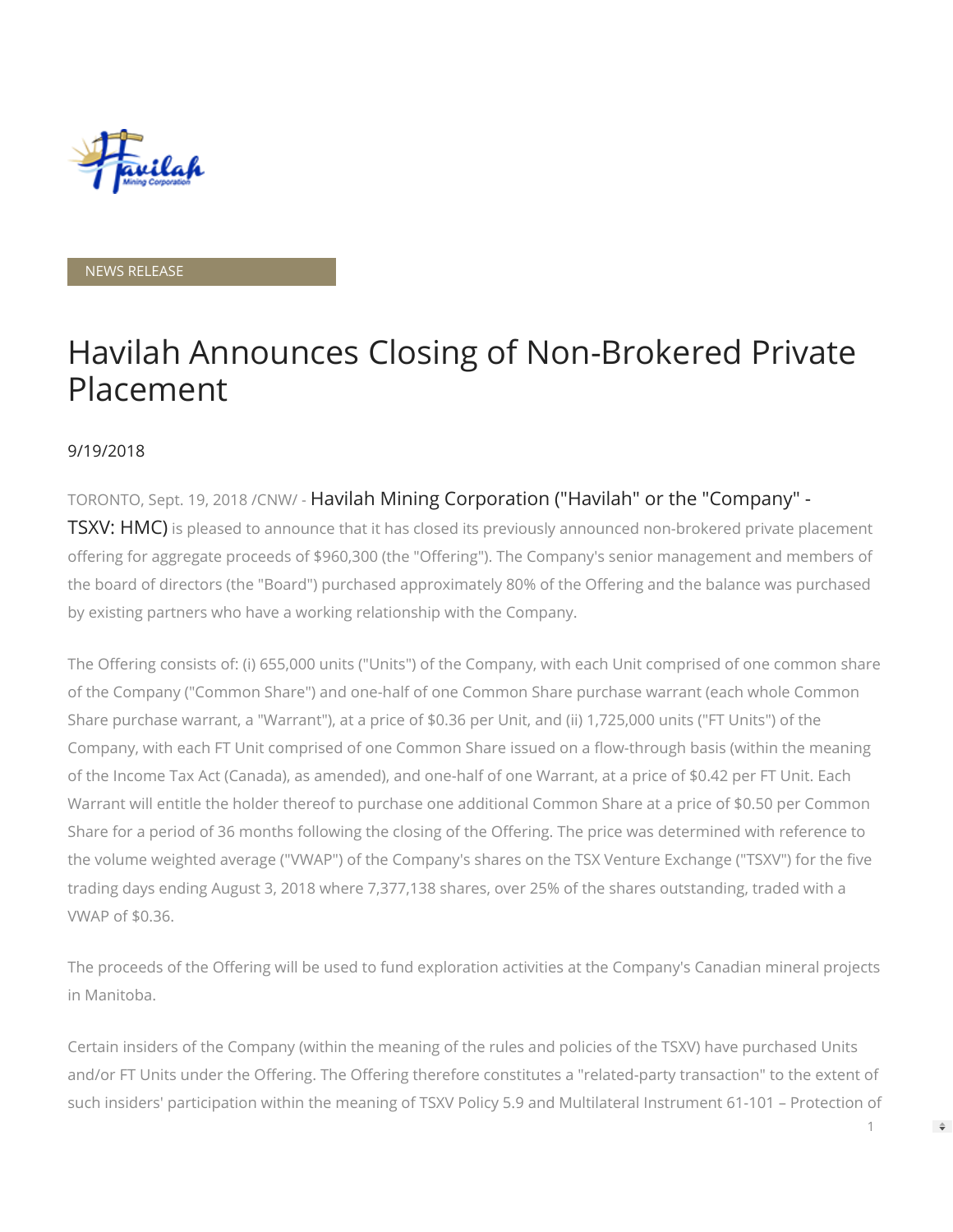NEWS RELEASE

# Havilah Announces Closing of Non-Brokered Private Placement

9/19/2018

TORONTO, Sept. 19, 2018 /CNW/ - Havilah Mining Corporation ("Havilah" or the "Company" - TSXV: HMC) is pleased to announce that it has closed its previously announced non-brokered private placement offering for aggregate proceeds of $960,300 (the "Offering"). The Company's senior management and members of the board of directors (the "Board") purchased approximately 80% of the Offering and the balance was purchased by existing partners who have a working relationship with the Company.

The Offering consists of: (i) 655,000 units ("Units") of the Company, with each Unit comprised of one common share of the Company ("Common Share") and one-half of one Common Share purchase warrant (each whole Common Share purchase warrant, a "Warrant"), at a price of $0.36 per Unit, and (ii) 1,725,000 units ("FT Units") of the Company, with each FT Unit comprised of one Common Share issued on a flow-through basis (within the meaning of the Income Tax Act (Canada), as amended), and one-half of one Warrant, at a price of $0.42 per FT Unit. Each Warrant will entitle the holder thereof to purchase one additional Common Share at a price of $0.50 per Common Share for a period of 36 months following the closing of the Offering. The price was determined with reference to the volume weighted average ("VWAP") of the Company's shares on the TSX Venture Exchange ("TSXV") for the five trading days ending August 3, 2018 where 7,377,138 shares, over 25% of the shares outstanding, traded with a VWAP of $0.36.

The proceeds of the Offering will be used to fund exploration activities at the Company's Canadian mineral projects in Manitoba.

Certain insiders of the Company (within the meaning of the rules and policies of the TSXV) have purchased Units and/or FT Units under the Offering. The Offering therefore constitutes a "related-party transaction" to the extent of such insiders' participation within the meaning of TSXV Policy 5.9 and Multilateral Instrument 61-101 – Protection of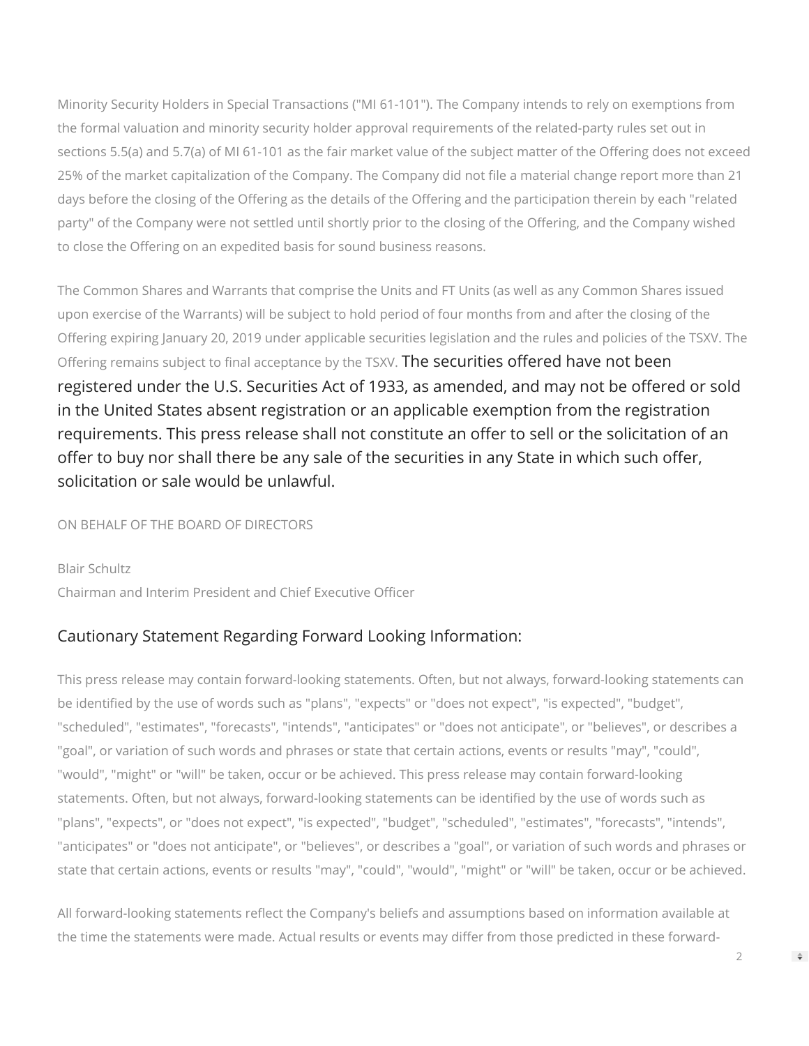Minority Security Holders in Special Transactions ("MI 61-101"). The Company intends to rely on exemptions from the formal valuation and minority security holder approval requirements of the related-party rules set out in sections 5.5(a) and 5.7(a) of MI 61-101 as the fair market value of the subject matter of the Offering does not exceed 25% of the market capitalization of the Company. The Company did not file a material change report more than 21 days before the closing of the Offering as the details of the Offering and the participation therein by each "related party" of the Company were not settled until shortly prior to the closing of the Offering, and the Company wished to close the Offering on an expedited basis for sound business reasons.

The Common Shares and Warrants that comprise the Units and FT Units (as well as any Common Shares issued upon exercise of the Warrants) will be subject to hold period of four months from and after the closing of the Offering expiring January 20, 2019 under applicable securities legislation and the rules and policies of the TSXV. The Offering remains subject to final acceptance by the TSXV. The securities offered have not been registered under the U.S. Securities Act of 1933, as amended, and may not be offered or sold in the United States absent registration or an applicable exemption from the registration requirements. This press release shall not constitute an offer to sell or the solicitation of an offer to buy nor shall there be any sale of the securities in any State in which such offer, solicitation or sale would be unlawful.

ON BEHALF OF THE BOARD OF DIRECTORS

Blair Schultz
Chairman and Interim President and Chief Executive Officer

## Cautionary Statement Regarding Forward Looking Information:

This press release may contain forward-looking statements. Often, but not always, forward-looking statements can be identified by the use of words such as "plans", "expects" or "does not expect", "is expected", "budget", "scheduled", "estimates", "forecasts", "intends", "anticipates" or "does not anticipate", or "believes", or describes a "goal", or variation of such words and phrases or state that certain actions, events or results "may", "could", "would", "might" or "will" be taken, occur or be achieved. This press release may contain forward-looking statements. Often, but not always, forward-looking statements can be identified by the use of words such as "plans", "expects", or "does not expect", "is expected", "budget", "scheduled", "estimates", "forecasts", "intends", "anticipates" or "does not anticipate", or "believes", or describes a "goal", or variation of such words and phrases or state that certain actions, events or results "may", "could", "would", "might" or "will" be taken, occur or be achieved.

All forward-looking statements reflect the Company's beliefs and assumptions based on information available at the time the statements were made. Actual results or events may differ from those predicted in these forward-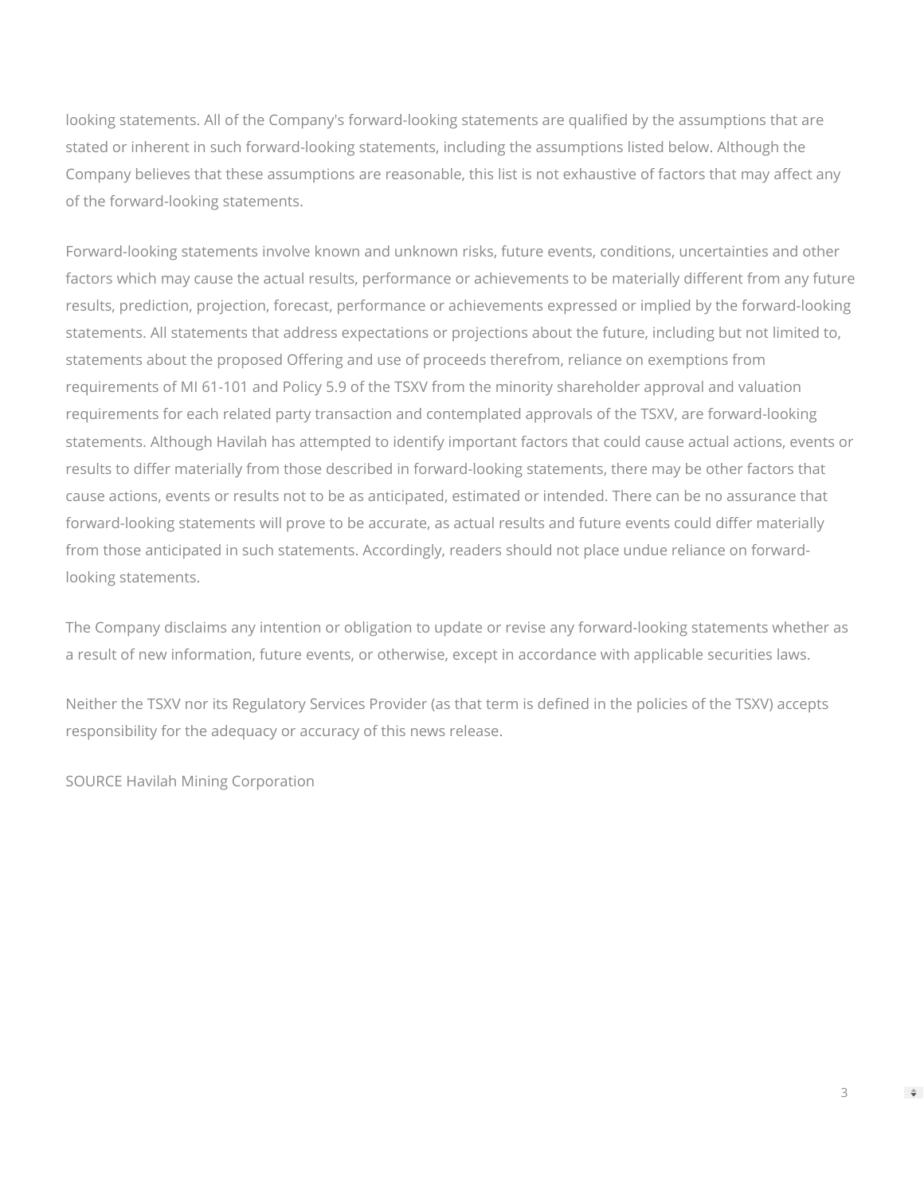looking statements. All of the Company's forward-looking statements are qualified by the assumptions that are stated or inherent in such forward-looking statements, including the assumptions listed below. Although the Company believes that these assumptions are reasonable, this list is not exhaustive of factors that may affect any of the forward-looking statements.

Forward-looking statements involve known and unknown risks, future events, conditions, uncertainties and other factors which may cause the actual results, performance or achievements to be materially different from any future results, prediction, projection, forecast, performance or achievements expressed or implied by the forward-looking statements. All statements that address expectations or projections about the future, including but not limited to, statements about the proposed Offering and use of proceeds therefrom, reliance on exemptions from requirements of MI 61-101 and Policy 5.9 of the TSXV from the minority shareholder approval and valuation requirements for each related party transaction and contemplated approvals of the TSXV, are forward-looking statements. Although Havilah has attempted to identify important factors that could cause actual actions, events or results to differ materially from those described in forward-looking statements, there may be other factors that cause actions, events or results not to be as anticipated, estimated or intended. There can be no assurance that forward-looking statements will prove to be accurate, as actual results and future events could differ materially from those anticipated in such statements. Accordingly, readers should not place undue reliance on forward-looking statements.

The Company disclaims any intention or obligation to update or revise any forward-looking statements whether as a result of new information, future events, or otherwise, except in accordance with applicable securities laws.

Neither the TSXV nor its Regulatory Services Provider (as that term is defined in the policies of the TSXV) accepts responsibility for the adequacy or accuracy of this news release.

SOURCE Havilah Mining Corporation